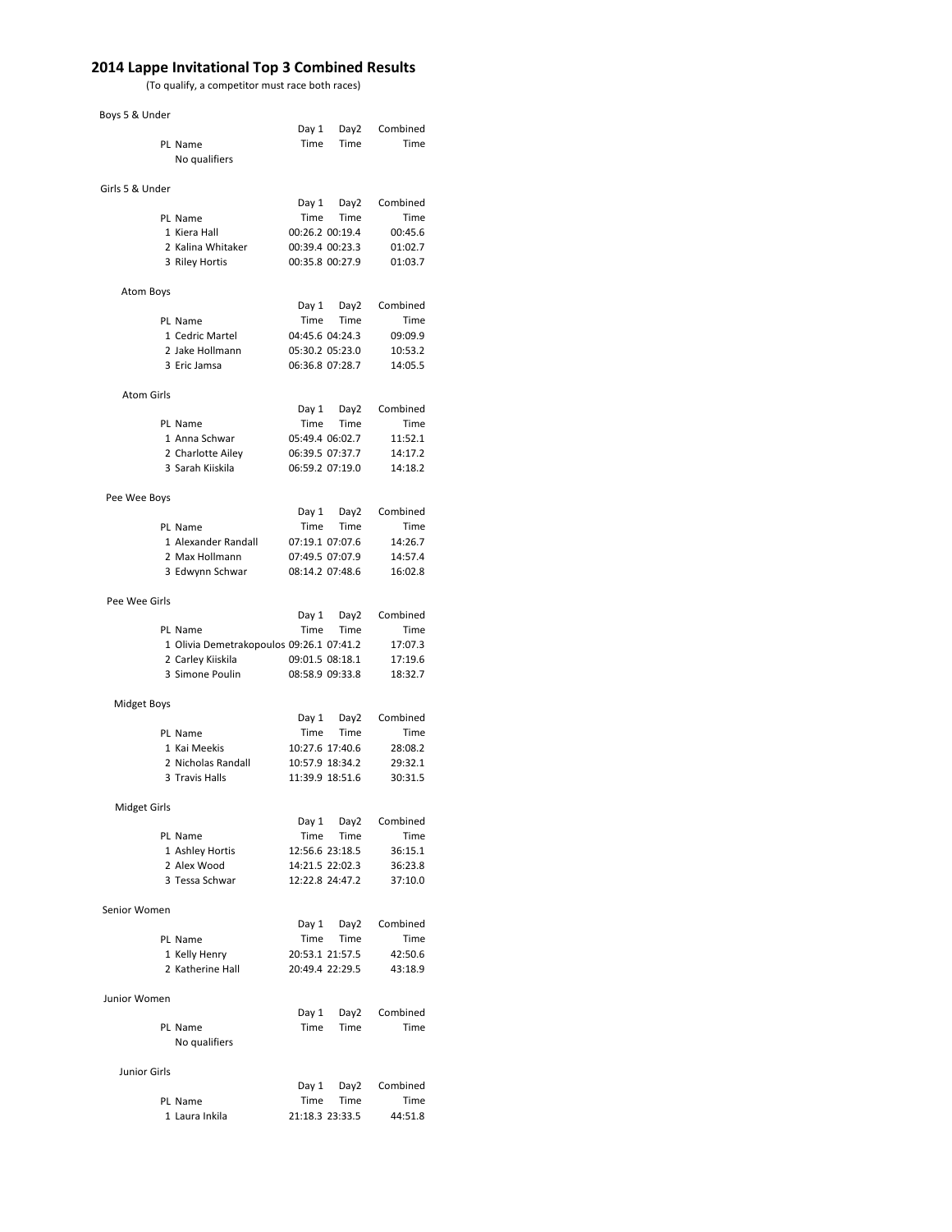# 2014 Lappe Invitational Top 3 Combined Results

(To qualify, a competitor must race both races)

## Boys 5 & Under

| PL | Name | Day 1 Time | Day2 Time | Combined Time |
|---|---|---|---|---|
| | No qualifiers | | | |

## Girls 5 & Under

| PL | Name | Day 1 Time | Day2 Time | Combined Time |
|---|---|---|---|---|
| 1 | Kiera Hall | 00:26.2 | 00:19.4 | 00:45.6 |
| 2 | Kalina Whitaker | 00:39.4 | 00:23.3 | 01:02.7 |
| 3 | Riley Hortis | 00:35.8 | 00:27.9 | 01:03.7 |

## Atom Boys

| PL | Name | Day 1 Time | Day2 Time | Combined Time |
|---|---|---|---|---|
| 1 | Cedric Martel | 04:45.6 | 04:24.3 | 09:09.9 |
| 2 | Jake Hollmann | 05:30.2 | 05:23.0 | 10:53.2 |
| 3 | Eric Jamsa | 06:36.8 | 07:28.7 | 14:05.5 |

## Atom Girls

| PL | Name | Day 1 Time | Day2 Time | Combined Time |
|---|---|---|---|---|
| 1 | Anna Schwar | 05:49.4 | 06:02.7 | 11:52.1 |
| 2 | Charlotte Ailey | 06:39.5 | 07:37.7 | 14:17.2 |
| 3 | Sarah Kiiskila | 06:59.2 | 07:19.0 | 14:18.2 |

## Pee Wee Boys

| PL | Name | Day 1 Time | Day2 Time | Combined Time |
|---|---|---|---|---|
| 1 | Alexander Randall | 07:19.1 | 07:07.6 | 14:26.7 |
| 2 | Max Hollmann | 07:49.5 | 07:07.9 | 14:57.4 |
| 3 | Edwynn Schwar | 08:14.2 | 07:48.6 | 16:02.8 |

## Pee Wee Girls

| PL | Name | Day 1 Time | Day2 Time | Combined Time |
|---|---|---|---|---|
| 1 | Olivia Demetrakopoulos | 09:26.1 | 07:41.2 | 17:07.3 |
| 2 | Carley Kiiskila | 09:01.5 | 08:18.1 | 17:19.6 |
| 3 | Simone Poulin | 08:58.9 | 09:33.8 | 18:32.7 |

## Midget Boys

| PL | Name | Day 1 Time | Day2 Time | Combined Time |
|---|---|---|---|---|
| 1 | Kai Meekis | 10:27.6 | 17:40.6 | 28:08.2 |
| 2 | Nicholas Randall | 10:57.9 | 18:34.2 | 29:32.1 |
| 3 | Travis Halls | 11:39.9 | 18:51.6 | 30:31.5 |

## Midget Girls

| PL | Name | Day 1 Time | Day2 Time | Combined Time |
|---|---|---|---|---|
| 1 | Ashley Hortis | 12:56.6 | 23:18.5 | 36:15.1 |
| 2 | Alex Wood | 14:21.5 | 22:02.3 | 36:23.8 |
| 3 | Tessa Schwar | 12:22.8 | 24:47.2 | 37:10.0 |

## Senior Women

| PL | Name | Day 1 Time | Day2 Time | Combined Time |
|---|---|---|---|---|
| 1 | Kelly Henry | 20:53.1 | 21:57.5 | 42:50.6 |
| 2 | Katherine Hall | 20:49.4 | 22:29.5 | 43:18.9 |

## Junior Women

| PL | Name | Day 1 Time | Day2 Time | Combined Time |
|---|---|---|---|---|
| | No qualifiers | | | |

## Junior Girls

| PL | Name | Day 1 Time | Day2 Time | Combined Time |
|---|---|---|---|---|
| 1 | Laura Inkila | 21:18.3 | 23:33.5 | 44:51.8 |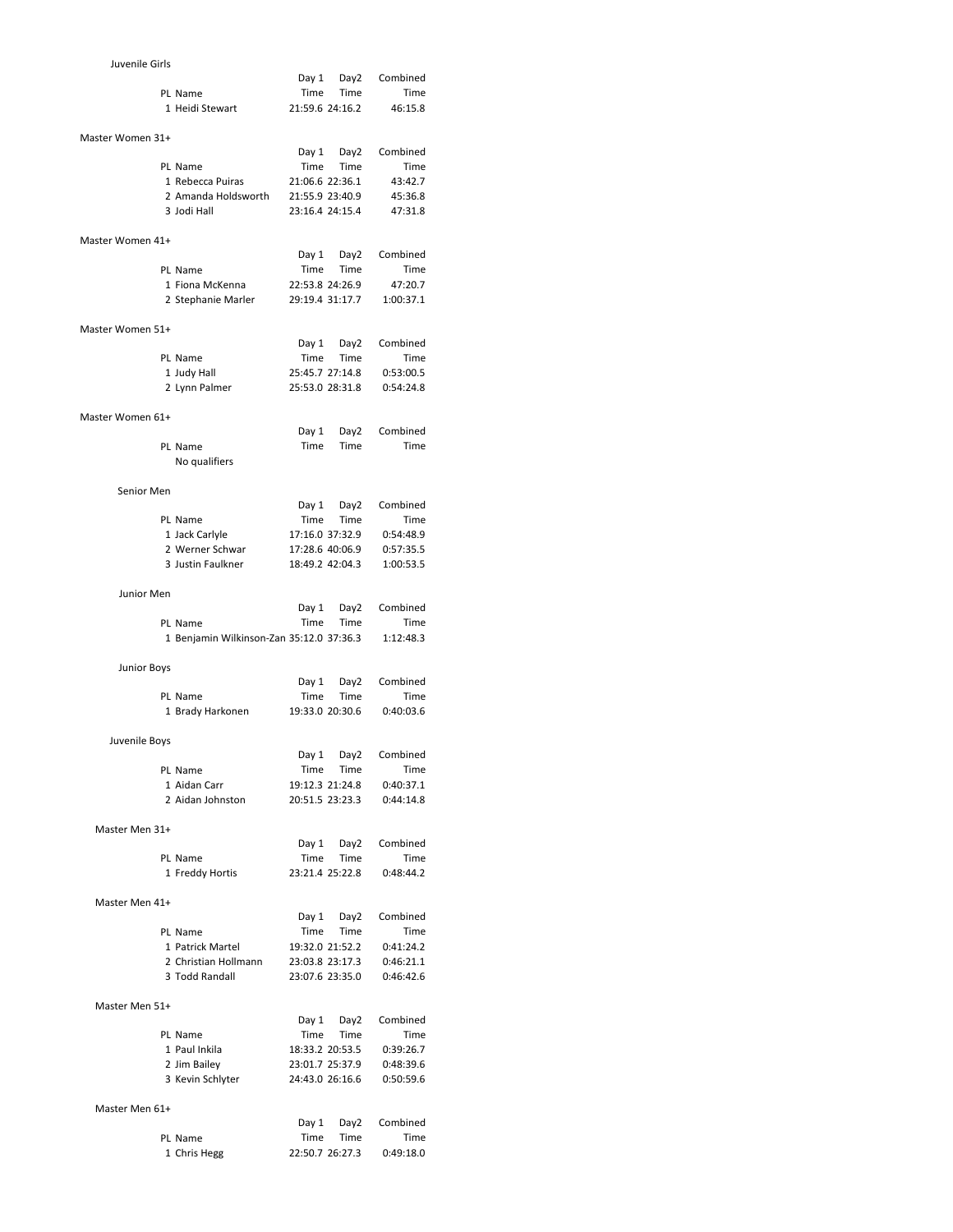Juvenile Girls

| PL | Name | Day 1 Time | Day2 Time | Combined Time |
|---|---|---|---|---|
| 1 | Heidi Stewart | 21:59.6 | 24:16.2 | 46:15.8 |

Master Women 31+

| PL | Name | Day 1 Time | Day2 Time | Combined Time |
|---|---|---|---|---|
| 1 | Rebecca Puiras | 21:06.6 | 22:36.1 | 43:42.7 |
| 2 | Amanda Holdsworth | 21:55.9 | 23:40.9 | 45:36.8 |
| 3 | Jodi Hall | 23:16.4 | 24:15.4 | 47:31.8 |

Master Women 41+

| PL | Name | Day 1 Time | Day2 Time | Combined Time |
|---|---|---|---|---|
| 1 | Fiona McKenna | 22:53.8 | 24:26.9 | 47:20.7 |
| 2 | Stephanie Marler | 29:19.4 | 31:17.7 | 1:00:37.1 |

Master Women 51+

| PL | Name | Day 1 Time | Day2 Time | Combined Time |
|---|---|---|---|---|
| 1 | Judy Hall | 25:45.7 | 27:14.8 | 0:53:00.5 |
| 2 | Lynn Palmer | 25:53.0 | 28:31.8 | 0:54:24.8 |

Master Women 61+

| PL | Name | Day 1 Time | Day2 Time | Combined Time |
|---|---|---|---|---|
| | No qualifiers | | | |

Senior Men

| PL | Name | Day 1 Time | Day2 Time | Combined Time |
|---|---|---|---|---|
| 1 | Jack Carlyle | 17:16.0 | 37:32.9 | 0:54:48.9 |
| 2 | Werner Schwar | 17:28.6 | 40:06.9 | 0:57:35.5 |
| 3 | Justin Faulkner | 18:49.2 | 42:04.3 | 1:00:53.5 |

Junior Men

| PL | Name | Day 1 Time | Day2 Time | Combined Time |
|---|---|---|---|---|
| 1 | Benjamin Wilkinson-Zan | 35:12.0 | 37:36.3 | 1:12:48.3 |

Junior Boys

| PL | Name | Day 1 Time | Day2 Time | Combined Time |
|---|---|---|---|---|
| 1 | Brady Harkonen | 19:33.0 | 20:30.6 | 0:40:03.6 |

Juvenile Boys

| PL | Name | Day 1 Time | Day2 Time | Combined Time |
|---|---|---|---|---|
| 1 | Aidan Carr | 19:12.3 | 21:24.8 | 0:40:37.1 |
| 2 | Aidan Johnston | 20:51.5 | 23:23.3 | 0:44:14.8 |

Master Men 31+

| PL | Name | Day 1 Time | Day2 Time | Combined Time |
|---|---|---|---|---|
| 1 | Freddy Hortis | 23:21.4 | 25:22.8 | 0:48:44.2 |

Master Men 41+

| PL | Name | Day 1 Time | Day2 Time | Combined Time |
|---|---|---|---|---|
| 1 | Patrick Martel | 19:32.0 | 21:52.2 | 0:41:24.2 |
| 2 | Christian Hollmann | 23:03.8 | 23:17.3 | 0:46:21.1 |
| 3 | Todd Randall | 23:07.6 | 23:35.0 | 0:46:42.6 |

Master Men 51+

| PL | Name | Day 1 Time | Day2 Time | Combined Time |
|---|---|---|---|---|
| 1 | Paul Inkila | 18:33.2 | 20:53.5 | 0:39:26.7 |
| 2 | Jim Bailey | 23:01.7 | 25:37.9 | 0:48:39.6 |
| 3 | Kevin Schlyter | 24:43.0 | 26:16.6 | 0:50:59.6 |

Master Men 61+

| PL | Name | Day 1 Time | Day2 Time | Combined Time |
|---|---|---|---|---|
| 1 | Chris Hegg | 22:50.7 | 26:27.3 | 0:49:18.0 |